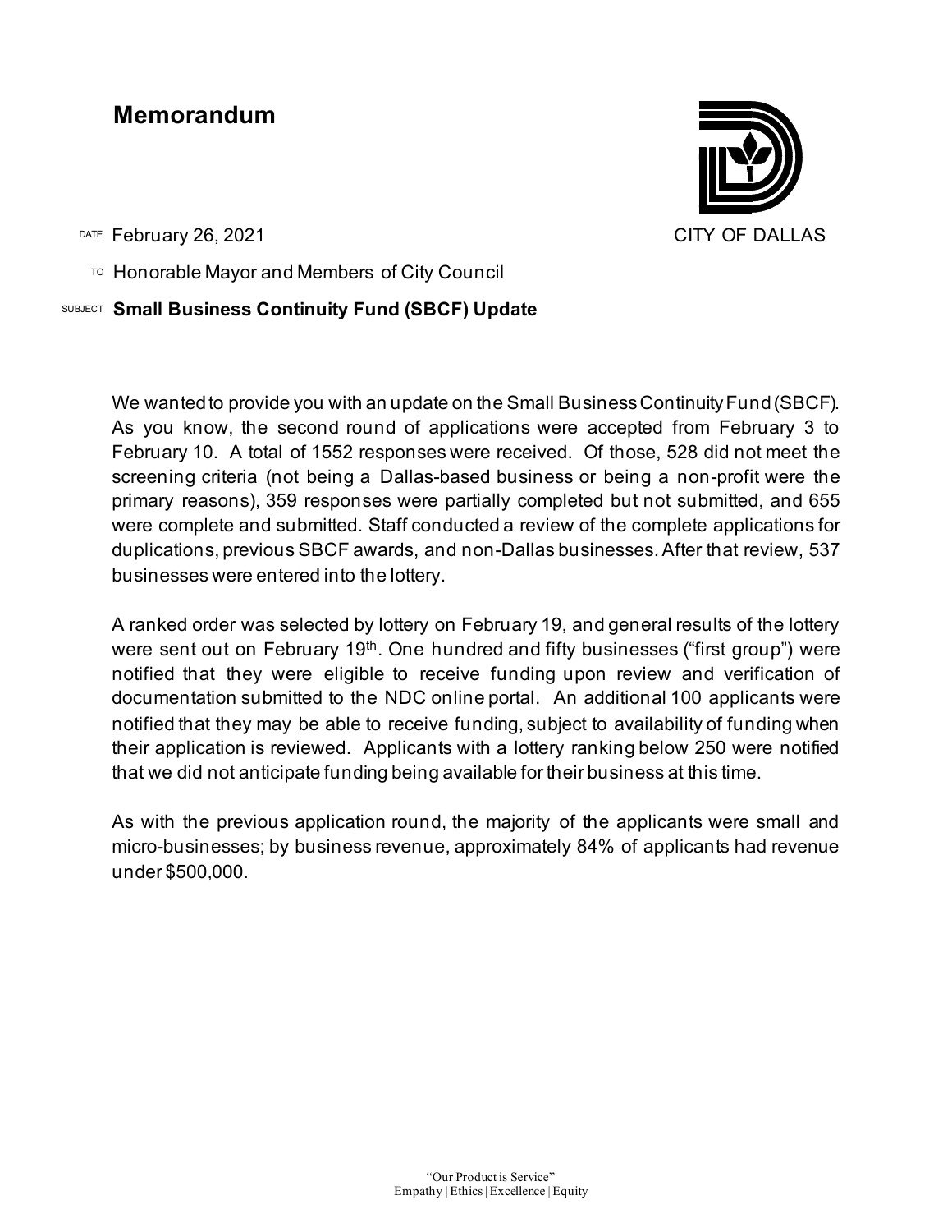# Memorandum

CITY OF DALLAS

DATE February 26, 2021

TO Honorable Mayor and Members of City Council

SUBJECT **Small Business Continuity Fund (SBCF) Update**

We wanted to provide you with an update on the Small Business Continuity Fund (SBCF). As you know, the second round of applications were accepted from February 3 to February 10. A total of 1552 responses were received. Of those, 528 did not meet the screening criteria (not being a Dallas-based business or being a non-profit were the primary reasons), 359 responses were partially completed but not submitted, and 655 were complete and submitted. Staff conducted a review of the complete applications for duplications, previous SBCF awards, and non-Dallas businesses. After that review, 537 businesses were entered into the lottery.

A ranked order was selected by lottery on February 19, and general results of the lottery were sent out on February 19th. One hundred and fifty businesses ("first group") were notified that they were eligible to receive funding upon review and verification of documentation submitted to the NDC online portal. An additional 100 applicants were notified that they may be able to receive funding, subject to availability of funding when their application is reviewed. Applicants with a lottery ranking below 250 were notified that we did not anticipate funding being available for their business at this time.

As with the previous application round, the majority of the applicants were small and micro-businesses; by business revenue, approximately 84% of applicants had revenue under $500,000.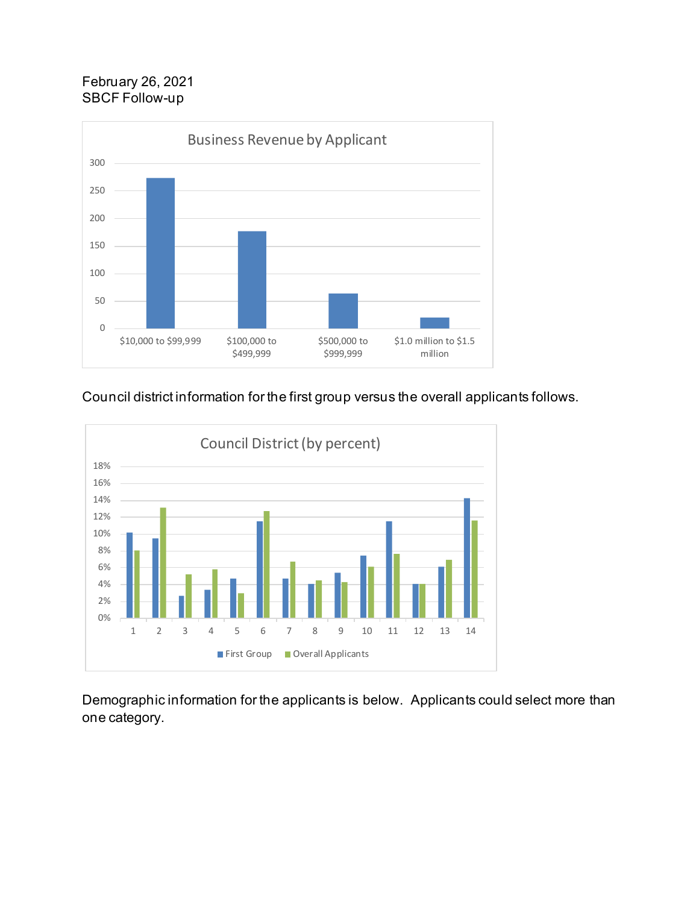February 26, 2021
SBCF Follow-up

**Business Revenue by Applicant**

| Revenue | Applicants |
|---|---|
| $10,000 to $99,999 | ~273 |
| $100,000 to $499,999 | ~177 |
| $500,000 to $999,999 | ~63 |
| $1.0 million to $1.5 million | ~20 |

Council district information for the first group versus the overall applicants follows.

**Council District (by percent)**

| District | First Group | Overall Applicants |
|---|---|---|
| 1 | ~10.1% | ~8.0% |
| 2 | ~9.4% | ~13.1% |
| 3 | ~2.6% | ~5.1% |
| 4 | ~3.3% | ~5.7% |
| 5 | ~4.6% | ~2.9% |
| 6 | ~11.4% | ~12.7% |
| 7 | ~4.6% | ~6.6% |
| 8 | ~4.0% | ~4.4% |
| 9 | ~5.3% | ~4.2% |
| 10 | ~7.3% | ~6.0% |
| 11 | ~11.4% | ~7.6% |
| 12 | ~4.0% | ~4.0% |
| 13 | ~6.0% | ~6.8% |
| 14 | ~14.2% | ~11.5% |

Demographic information for the applicants is below. Applicants could select more than one category.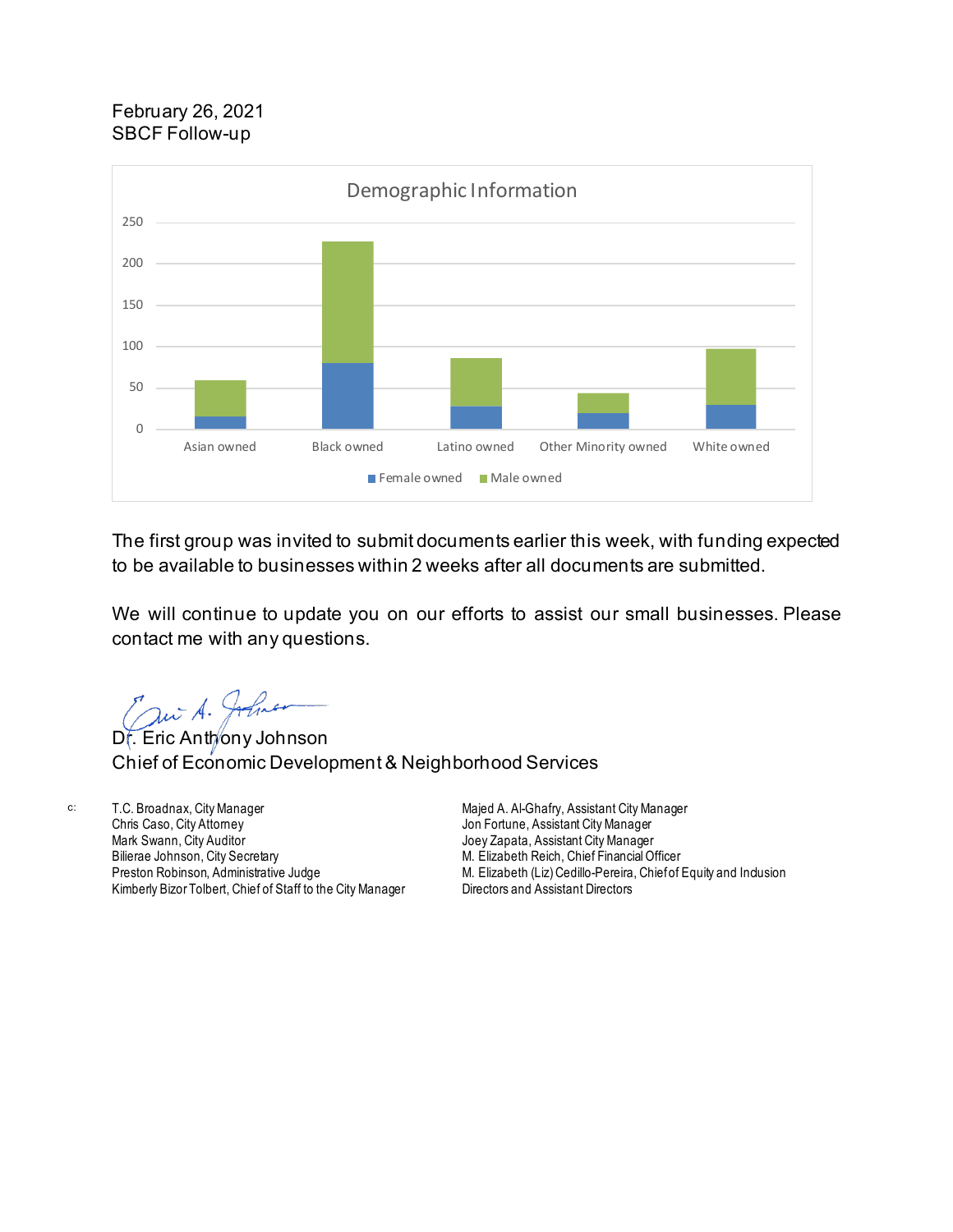February 26, 2021
SBCF Follow-up

Demographic Information

250
200
150
100
50
0

Asian owned
Black owned
Latino owned
Other Minority owned
White owned

Female owned
Male owned

The first group was invited to submit documents earlier this week, with funding expected to be available to businesses within 2 weeks after all documents are submitted.

We will continue to update you on our efforts to assist our small businesses. Please contact me with any questions.

Dr. Eric Anthony Johnson
Chief of Economic Development & Neighborhood Services

c: T.C. Broadnax, City Manager
Chris Caso, City Attorney
Mark Swann, City Auditor
Bilierae Johnson, City Secretary
Preston Robinson, Administrative Judge
Kimberly Bizor Tolbert, Chief of Staff to the City Manager
Majed A. Al-Ghafry, Assistant City Manager
Jon Fortune, Assistant City Manager
Joey Zapata, Assistant City Manager
M. Elizabeth Reich, Chief Financial Officer
M. Elizabeth (Liz) Cedillo-Pereira, Chief of Equity and Inclusion
Directors and Assistant Directors